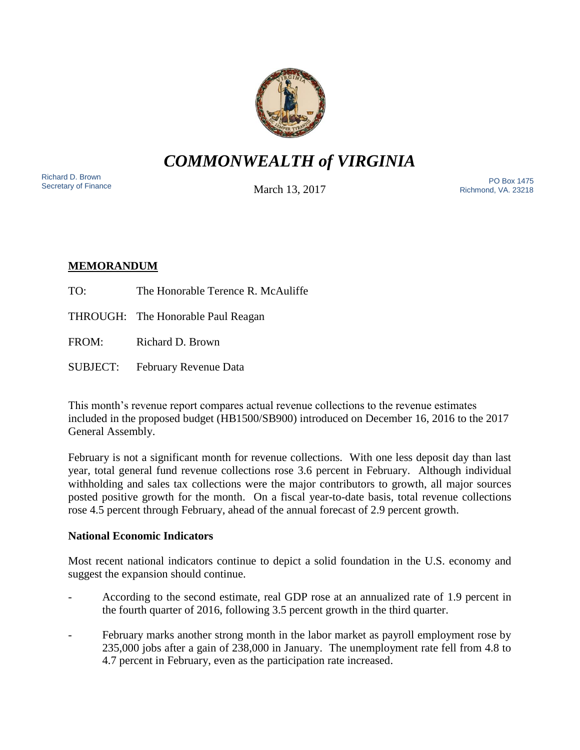# *COMMONWEALTH of VIRGINIA*

Richard D. Brown
Secretary of Finance

March 13, 2017

PO Box 1475
Richmond, VA. 23218

## MEMORANDUM

TO: The Honorable Terence R. McAuliffe

THROUGH: The Honorable Paul Reagan

FROM: Richard D. Brown

SUBJECT: February Revenue Data

This month's revenue report compares actual revenue collections to the revenue estimates included in the proposed budget (HB1500/SB900) introduced on December 16, 2016 to the 2017 General Assembly.

February is not a significant month for revenue collections. With one less deposit day than last year, total general fund revenue collections rose 3.6 percent in February. Although individual withholding and sales tax collections were the major contributors to growth, all major sources posted positive growth for the month. On a fiscal year-to-date basis, total revenue collections rose 4.5 percent through February, ahead of the annual forecast of 2.9 percent growth.

### National Economic Indicators

Most recent national indicators continue to depict a solid foundation in the U.S. economy and suggest the expansion should continue.

- According to the second estimate, real GDP rose at an annualized rate of 1.9 percent in the fourth quarter of 2016, following 3.5 percent growth in the third quarter.
- February marks another strong month in the labor market as payroll employment rose by 235,000 jobs after a gain of 238,000 in January. The unemployment rate fell from 4.8 to 4.7 percent in February, even as the participation rate increased.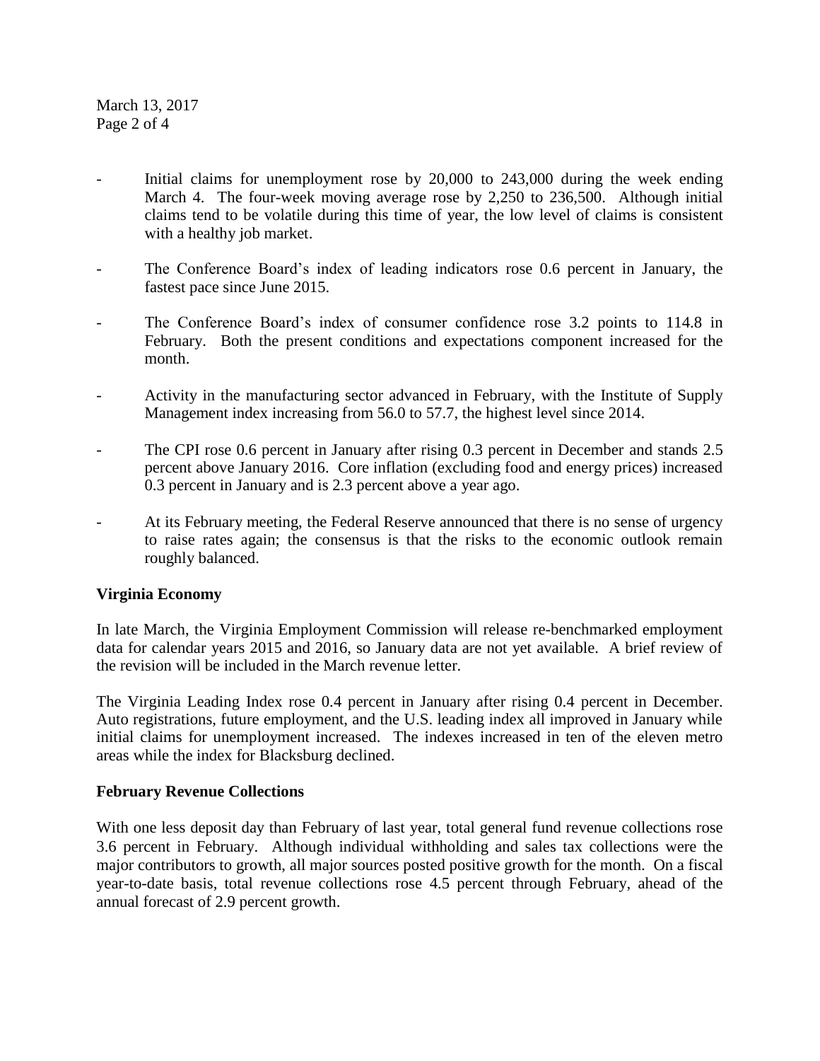- Initial claims for unemployment rose by 20,000 to 243,000 during the week ending March 4. The four-week moving average rose by 2,250 to 236,500. Although initial claims tend to be volatile during this time of year, the low level of claims is consistent with a healthy job market.

- The Conference Board's index of leading indicators rose 0.6 percent in January, the fastest pace since June 2015.

- The Conference Board's index of consumer confidence rose 3.2 points to 114.8 in February. Both the present conditions and expectations component increased for the month.

- Activity in the manufacturing sector advanced in February, with the Institute of Supply Management index increasing from 56.0 to 57.7, the highest level since 2014.

- The CPI rose 0.6 percent in January after rising 0.3 percent in December and stands 2.5 percent above January 2016. Core inflation (excluding food and energy prices) increased 0.3 percent in January and is 2.3 percent above a year ago.

- At its February meeting, the Federal Reserve announced that there is no sense of urgency to raise rates again; the consensus is that the risks to the economic outlook remain roughly balanced.

**Virginia Economy**

In late March, the Virginia Employment Commission will release re-benchmarked employment data for calendar years 2015 and 2016, so January data are not yet available. A brief review of the revision will be included in the March revenue letter.

The Virginia Leading Index rose 0.4 percent in January after rising 0.4 percent in December. Auto registrations, future employment, and the U.S. leading index all improved in January while initial claims for unemployment increased. The indexes increased in ten of the eleven metro areas while the index for Blacksburg declined.

**February Revenue Collections**

With one less deposit day than February of last year, total general fund revenue collections rose 3.6 percent in February. Although individual withholding and sales tax collections were the major contributors to growth, all major sources posted positive growth for the month. On a fiscal year-to-date basis, total revenue collections rose 4.5 percent through February, ahead of the annual forecast of 2.9 percent growth.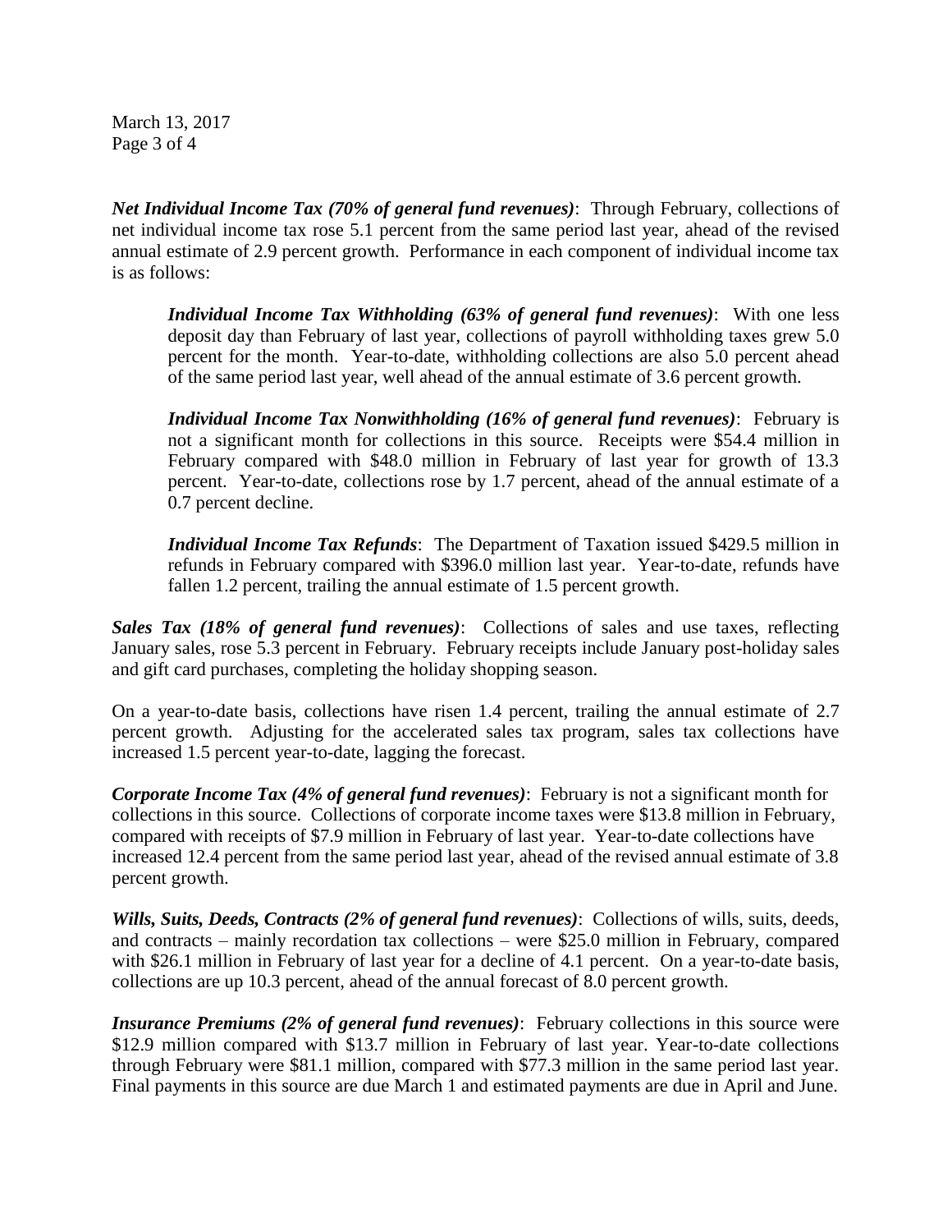***Net Individual Income Tax (70% of general fund revenues)***: Through February, collections of net individual income tax rose 5.1 percent from the same period last year, ahead of the revised annual estimate of 2.9 percent growth. Performance in each component of individual income tax is as follows:

> ***Individual Income Tax Withholding (63% of general fund revenues)***: With one less deposit day than February of last year, collections of payroll withholding taxes grew 5.0 percent for the month. Year-to-date, withholding collections are also 5.0 percent ahead of the same period last year, well ahead of the annual estimate of 3.6 percent growth.
>
> ***Individual Income Tax Nonwithholding (16% of general fund revenues)***: February is not a significant month for collections in this source. Receipts were $54.4 million in February compared with $48.0 million in February of last year for growth of 13.3 percent. Year-to-date, collections rose by 1.7 percent, ahead of the annual estimate of a 0.7 percent decline.
>
> ***Individual Income Tax Refunds***: The Department of Taxation issued $429.5 million in refunds in February compared with $396.0 million last year. Year-to-date, refunds have fallen 1.2 percent, trailing the annual estimate of 1.5 percent growth.

***Sales Tax (18% of general fund revenues)***: Collections of sales and use taxes, reflecting January sales, rose 5.3 percent in February. February receipts include January post-holiday sales and gift card purchases, completing the holiday shopping season.

On a year-to-date basis, collections have risen 1.4 percent, trailing the annual estimate of 2.7 percent growth. Adjusting for the accelerated sales tax program, sales tax collections have increased 1.5 percent year-to-date, lagging the forecast.

***Corporate Income Tax (4% of general fund revenues)***: February is not a significant month for collections in this source. Collections of corporate income taxes were $13.8 million in February, compared with receipts of $7.9 million in February of last year. Year-to-date collections have increased 12.4 percent from the same period last year, ahead of the revised annual estimate of 3.8 percent growth.

***Wills, Suits, Deeds, Contracts (2% of general fund revenues)***: Collections of wills, suits, deeds, and contracts – mainly recordation tax collections – were $25.0 million in February, compared with $26.1 million in February of last year for a decline of 4.1 percent. On a year-to-date basis, collections are up 10.3 percent, ahead of the annual forecast of 8.0 percent growth.

***Insurance Premiums (2% of general fund revenues)***: February collections in this source were $12.9 million compared with $13.7 million in February of last year. Year-to-date collections through February were $81.1 million, compared with $77.3 million in the same period last year. Final payments in this source are due March 1 and estimated payments are due in April and June.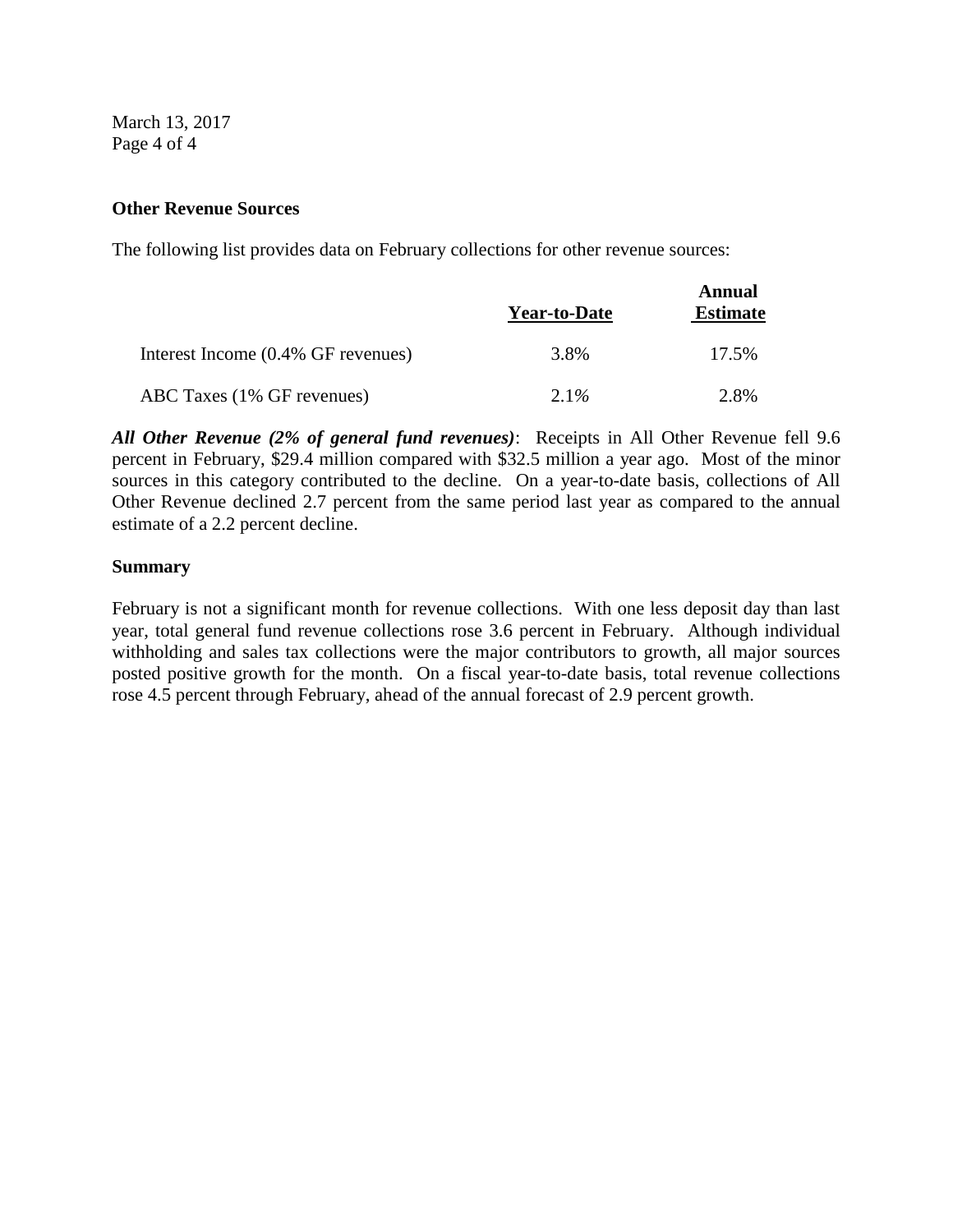March 13, 2017

### Other Revenue Sources

The following list provides data on February collections for other revenue sources:

| | Year-to-Date | Annual Estimate |
| --- | --- | --- |
| Interest Income (0.4% GF revenues) | 3.8% | 17.5% |
| ABC Taxes (1% GF revenues) | 2.1% | 2.8% |

***All Other Revenue (2% of general fund revenues)***: Receipts in All Other Revenue fell 9.6 percent in February, $29.4 million compared with $32.5 million a year ago. Most of the minor sources in this category contributed to the decline. On a year-to-date basis, collections of All Other Revenue declined 2.7 percent from the same period last year as compared to the annual estimate of a 2.2 percent decline.

### Summary

February is not a significant month for revenue collections. With one less deposit day than last year, total general fund revenue collections rose 3.6 percent in February. Although individual withholding and sales tax collections were the major contributors to growth, all major sources posted positive growth for the month. On a fiscal year-to-date basis, total revenue collections rose 4.5 percent through February, ahead of the annual forecast of 2.9 percent growth.